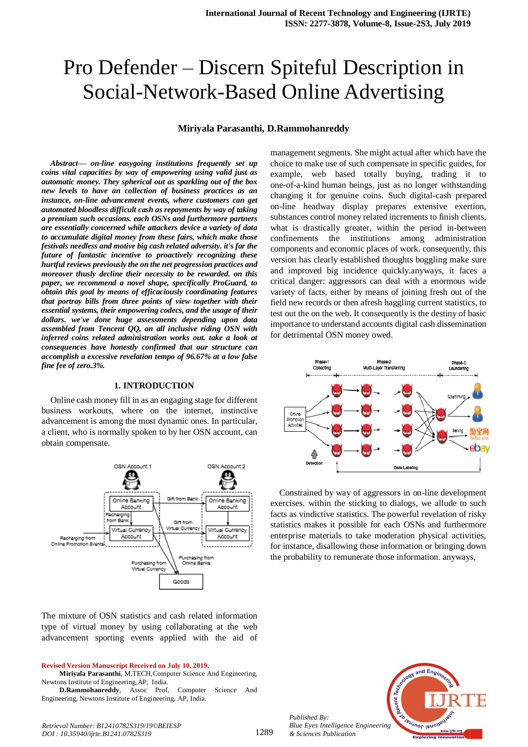# Pro Defender – Discern Spiteful Description in Social-Network-Based Online Advertising

**Miriyala Parasanthi, D.Rammohanreddy**

***Abstract— on-line easygoing institutions frequently set up coins vital capacities by way of empowering using just as automatic money. They spherical out as sparkling out of the box new levels to have an collection of business practices as an instance, on-line advancement events, where customers can get automated bloodless difficult cash as repayments by way of taking a premium such occasions. each OSNs and furthermore partners are essentially concerned while attackers device a variety of data to accumulate digital money from these fairs, which make those festivals needless and motive big cash related adversity. it's far the future of fantastic incentive to proactively recognizing these hurtful reviews previously the on the net progression practices and moreover thusly decline their necessity to be rewarded. on this paper, we recommend a novel shape, specifically ProGuard, to obtain this goal by means of efficaciously coordinating features that portray bills from three points of view together with their essential systems, their empowering codecs, and the usage of their dollars. we've done huge assessments depending upon data assembled from Tencent QQ, an all inclusive riding OSN with inferred coins related administration works out. take a look at consequences have honestly confirmed that our structure can accomplish a excessive revelation tempo of 96.67% at a low false fine fee of zero.3%.***

## 1. INTRODUCTION

Online cash money fill in as an engaging stage for different business workouts, where on the internet, instinctive advancement is among the most dynamic ones. In particular, a client, who is normally spoken to by her OSN account, can obtain compensate.

The mixture of OSN statistics and cash related information type of virtual money by using collaborating at the web advancement sporting events applied with the aid of management segments. She might actual after which have the choice to make use of such compensate in specific guides, for example, web based totally buying, trading it to one-of-a-kind human beings, just as no longer withstanding changing it for genuine coins. Such digital-cash prepared on-line headway display prepares extensive exertion, substances control money related increments to finish clients, what is drastically greater, within the period in-between confinements the institutions among administration components and economic places of work. consequently, this version has clearly established thoughts boggling make sure and improved big incidence quickly.anyways, it faces a critical danger: aggressors can deal with a enormous wide variety of facts, either by means of joining fresh out of the field new records or then afresh haggling current statistics, to test out the on the web. It consequently is the destiny of basic importance to understand accounts digital cash dissemination for detrimental OSN money owed.

Constrained by way of aggressors in on-line development exercises. within the sticking to dialogs, we allude to such facts as vindictive statistics. The powerful revelation of risky statistics makes it possible for each OSNs and furthermore enterprise materials to take moderation physical activities, for instance, disallowing those information or bringing down the probability to remunerate those information. anyways,

**Revised Version Manuscript Received on July 10, 2019.**

**Miriyala Parasanthi**, M.TECH,Computer Science And Engineering, Newtons Institute of Engineering,AP, India.

**D.Rammohanreddy**, Assoc Prof, Computer Science And Engineering, Newtons Institute of Engineering, AP, India.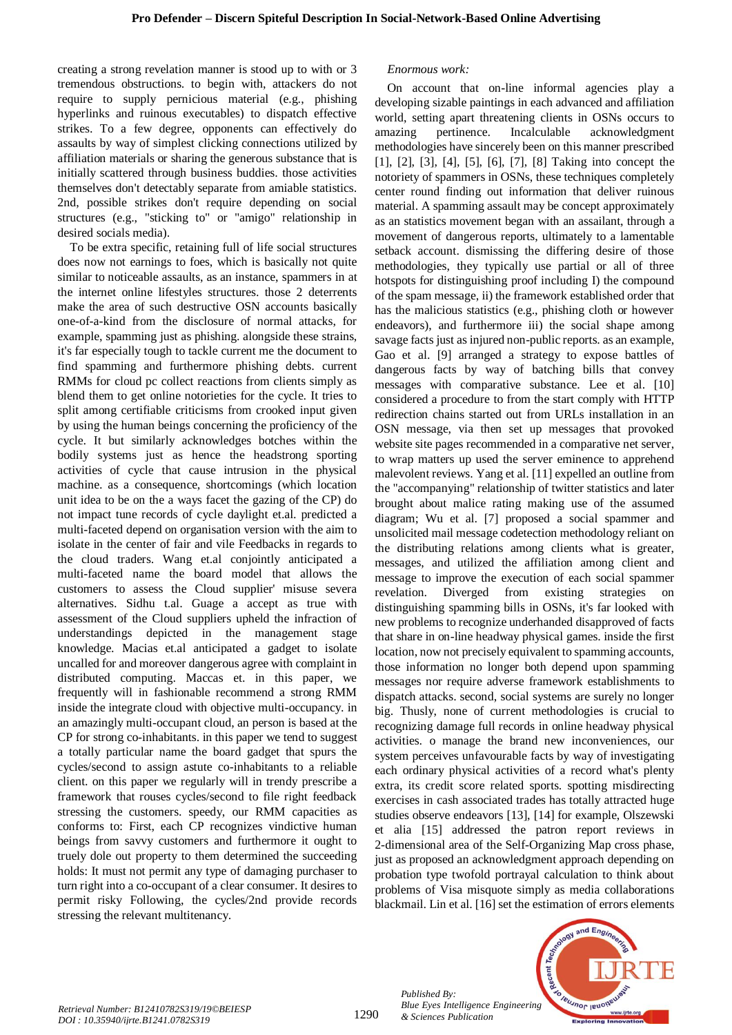creating a strong revelation manner is stood up to with or 3 tremendous obstructions. to begin with, attackers do not require to supply pernicious material (e.g., phishing hyperlinks and ruinous executables) to dispatch effective strikes. To a few degree, opponents can effectively do assaults by way of simplest clicking connections utilized by affiliation materials or sharing the generous substance that is initially scattered through business buddies. those activities themselves don't detectably separate from amiable statistics. 2nd, possible strikes don't require depending on social structures (e.g., "sticking to" or "amigo" relationship in desired socials media).

To be extra specific, retaining full of life social structures does now not earnings to foes, which is basically not quite similar to noticeable assaults, as an instance, spammers in at the internet online lifestyles structures. those 2 deterrents make the area of such destructive OSN accounts basically one-of-a-kind from the disclosure of normal attacks, for example, spamming just as phishing. alongside these strains, it's far especially tough to tackle current me the document to find spamming and furthermore phishing debts. current RMMs for cloud pc collect reactions from clients simply as blend them to get online notorieties for the cycle. It tries to split among certifiable criticisms from crooked input given by using the human beings concerning the proficiency of the cycle. It but similarly acknowledges botches within the bodily systems just as hence the headstrong sporting activities of cycle that cause intrusion in the physical machine. as a consequence, shortcomings (which location unit idea to be on the a ways facet the gazing of the CP) do not impact tune records of cycle daylight et.al. predicted a multi-faceted depend on organisation version with the aim to isolate in the center of fair and vile Feedbacks in regards to the cloud traders. Wang et.al conjointly anticipated a multi-faceted name the board model that allows the customers to assess the Cloud supplier' misuse severa alternatives. Sidhu t.al. Guage a accept as true with assessment of the Cloud suppliers upheld the infraction of understandings depicted in the management stage knowledge. Macias et.al anticipated a gadget to isolate uncalled for and moreover dangerous agree with complaint in distributed computing. Maccas et. in this paper, we frequently will in fashionable recommend a strong RMM inside the integrate cloud with objective multi-occupancy. in an amazingly multi-occupant cloud, an person is based at the CP for strong co-inhabitants. in this paper we tend to suggest a totally particular name the board gadget that spurs the cycles/second to assign astute co-inhabitants to a reliable client. on this paper we regularly will in trendy prescribe a framework that rouses cycles/second to file right feedback stressing the customers. speedy, our RMM capacities as conforms to: First, each CP recognizes vindictive human beings from savvy customers and furthermore it ought to truely dole out property to them determined the succeeding holds: It must not permit any type of damaging purchaser to turn right into a co-occupant of a clear consumer. It desires to permit risky Following, the cycles/2nd provide records stressing the relevant multitenancy.

*Enormous work:*

On account that on-line informal agencies play a developing sizable paintings in each advanced and affiliation world, setting apart threatening clients in OSNs occurs to amazing pertinence. Incalculable acknowledgment methodologies have sincerely been on this manner prescribed [1], [2], [3], [4], [5], [6], [7], [8] Taking into concept the notoriety of spammers in OSNs, these techniques completely center round finding out information that deliver ruinous material. A spamming assault may be concept approximately as an statistics movement began with an assailant, through a movement of dangerous reports, ultimately to a lamentable setback account. dismissing the differing desire of those methodologies, they typically use partial or all of three hotspots for distinguishing proof including I) the compound of the spam message, ii) the framework established order that has the malicious statistics (e.g., phishing cloth or however endeavors), and furthermore iii) the social shape among savage facts just as injured non-public reports. as an example, Gao et al. [9] arranged a strategy to expose battles of dangerous facts by way of batching bills that convey messages with comparative substance. Lee et al. [10] considered a procedure to from the start comply with HTTP redirection chains started out from URLs installation in an OSN message, via then set up messages that provoked website site pages recommended in a comparative net server, to wrap matters up used the server eminence to apprehend malevolent reviews. Yang et al. [11] expelled an outline from the "accompanying" relationship of twitter statistics and later brought about malice rating making use of the assumed diagram; Wu et al. [7] proposed a social spammer and unsolicited mail message codetection methodology reliant on the distributing relations among clients what is greater, messages, and utilized the affiliation among client and message to improve the execution of each social spammer revelation. Diverged from existing strategies on distinguishing spamming bills in OSNs, it's far looked with new problems to recognize underhanded disapproved of facts that share in on-line headway physical games. inside the first location, now not precisely equivalent to spamming accounts, those information no longer both depend upon spamming messages nor require adverse framework establishments to dispatch attacks. second, social systems are surely no longer big. Thusly, none of current methodologies is crucial to recognizing damage full records in online headway physical activities. o manage the brand new inconveniences, our system perceives unfavourable facts by way of investigating each ordinary physical activities of a record what's plenty extra, its credit score related sports. spotting misdirecting exercises in cash associated trades has totally attracted huge studies observe endeavors [13], [14] for example, Olszewski et alia [15] addressed the patron report reviews in 2-dimensional area of the Self-Organizing Map cross phase, just as proposed an acknowledgment approach depending on probation type twofold portrayal calculation to think about problems of Visa misquote simply as media collaborations blackmail. Lin et al. [16] set the estimation of errors elements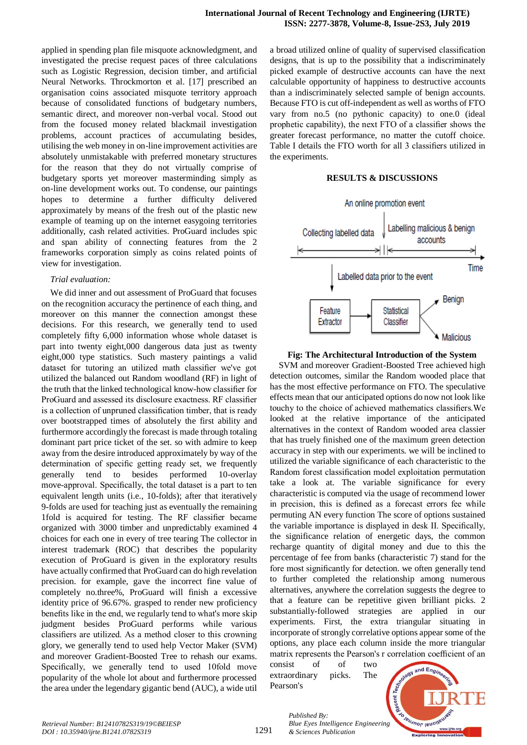applied in spending plan file misquote acknowledgment, and investigated the precise request paces of three calculations such as Logistic Regression, decision timber, and artificial Neural Networks. Throckmorton et al. [17] prescribed an organisation coins associated misquote territory approach because of consolidated functions of budgetary numbers, semantic direct, and moreover non-verbal vocal. Stood out from the focused money related blackmail investigation problems, account practices of accumulating besides, utilising the web money in on-line improvement activities are absolutely unmistakable with preferred monetary structures for the reason that they do not virtually comprise of budgetary sports yet moreover masterminding simply as on-line development works out. To condense, our paintings hopes to determine a further difficulty delivered approximately by means of the fresh out of the plastic new example of teaming up on the internet easygoing territories additionally, cash related activities. ProGuard includes spic and span ability of connecting features from the 2 frameworks corporation simply as coins related points of view for investigation.

*Trial evaluation:*

We did inner and out assessment of ProGuard that focuses on the recognition accuracy the pertinence of each thing, and moreover on this manner the connection amongst these decisions. For this research, we generally tend to used completely fifty 6,000 information whose whole dataset is part into twenty eight,000 dangerous data just as twenty eight,000 type statistics. Such mastery paintings a valid dataset for tutoring an utilized math classifier we've got utilized the balanced out Random woodland (RF) in light of the truth that the linked technical know-how classifier for ProGuard and assessed its disclosure exactness. RF classifier is a collection of unpruned classification timber, that is ready over bootstrapped times of absolutely the first ability and furthermore accordingly the forecast is made through totaling dominant part price ticket of the set. so with admire to keep away from the desire introduced approximately by way of the determination of specific getting ready set, we frequently generally tend to besides performed 10-overlay move-approval. Specifically, the total dataset is a part to ten equivalent length units (i.e., 10-folds); after that iteratively 9-folds are used for teaching just as eventually the remaining 1fold is acquired for testing. The RF classifier became organized with 3000 timber and unpredictably examined 4 choices for each one in every of tree tearing The collector in interest trademark (ROC) that describes the popularity execution of ProGuard is given in the exploratory results have actually confirmed that ProGuard can do high revelation precision. for example, gave the incorrect fine value of completely no.three%, ProGuard will finish a excessive identity price of 96.67%. grasped to render new proficiency benefits like in the end, we regularly tend to what's more skip judgment besides ProGuard performs while various classifiers are utilized. As a method closer to this crowning glory, we generally tend to used help Vector Maker (SVM) and moreover Gradient-Boosted Tree to rehash our exams. Specifically, we generally tend to used 10fold move popularity of the whole lot about and furthermore processed the area under the legendary gigantic bend (AUC), a wide util a broad utilized online of quality of supervised classification designs, that is up to the possibility that a indiscriminately picked example of destructive accounts can have the next calculable opportunity of happiness to destructive accounts than a indiscriminately selected sample of benign accounts. Because FTO is cut off-independent as well as worths of FTO vary from no.5 (no pythonic capacity) to one.0 (ideal prophetic capability), the next FTO of a classifier shows the greater forecast performance, no matter the cutoff choice. Table I details the FTO worth for all 3 classifiers utilized in the experiments.

## RESULTS & DISCUSSIONS

**Fig: The Architectural Introduction of the System**

SVM and moreover Gradient-Boosted Tree achieved high detection outcomes, similar the Random wooded place that has the most effective performance on FTO. The speculative effects mean that our anticipated options do now not look like touchy to the choice of achieved mathematics classifiers.We looked at the relative importance of the anticipated alternatives in the context of Random wooded area classier that has truely finished one of the maximum green detection accuracy in step with our experiments. we will be inclined to utilized the variable significance of each characteristic to the Random forest classification model exploitation permutation take a look at. The variable significance for every characteristic is computed via the usage of recommend lower in precision, this is defined as a forecast errors fee while permuting AN every function The score of options sustained the variable importance is displayed in desk II. Specifically, the significance relation of energetic days, the common recharge quantity of digital money and due to this the percentage of fee from banks (characteristic 7) stand for the fore most significantly for detection. we often generally tend to further completed the relationship among numerous alternatives, anywhere the correlation suggests the degree to that a feature can be repetitive given brilliant picks. 2 substantially-followed strategies are applied in our experiments. First, the extra triangular situating in incorporate of strongly correlative options appear some of the options, any place each column inside the more triangular matrix represents the Pearson's r correlation coefficient of an consist of of two extraordinary picks. The Pearson's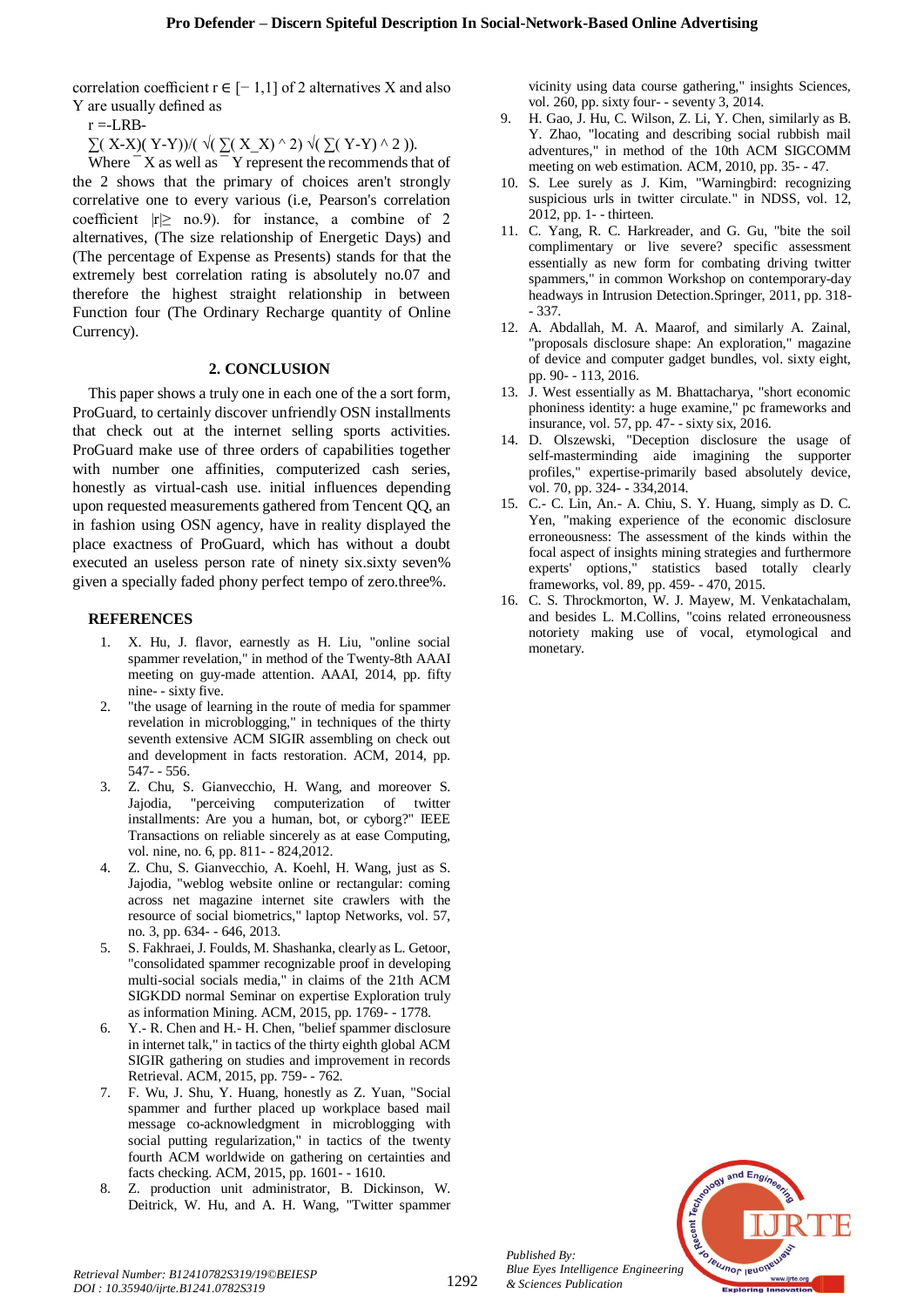correlation coefficient r ∈ [− 1,1] of 2 alternatives X and also Y are usually defined as

r =-LRB-

$\sum( X\text{-}X)( Y\text{-}Y))/( \sqrt{( \sum( X\_X) \wedge 2)} \sqrt{( \sum( Y\text{-}Y) \wedge 2 )})$.

Where ¯ X as well as ¯ Y represent the recommends that of the 2 shows that the primary of choices aren't strongly correlative one to every various (i.e, Pearson's correlation coefficient |r|≥ no.9). for instance, a combine of 2 alternatives, (The size relationship of Energetic Days) and (The percentage of Expense as Presents) stands for that the extremely best correlation rating is absolutely no.07 and therefore the highest straight relationship in between Function four (The Ordinary Recharge quantity of Online Currency).

## 2. CONCLUSION

This paper shows a truly one in each one of the a sort form, ProGuard, to certainly discover unfriendly OSN installments that check out at the internet selling sports activities. ProGuard make use of three orders of capabilities together with number one affinities, computerized cash series, honestly as virtual-cash use. initial influences depending upon requested measurements gathered from Tencent QQ, an in fashion using OSN agency, have in reality displayed the place exactness of ProGuard, which has without a doubt executed an useless person rate of ninety six.sixty seven% given a specially faded phony perfect tempo of zero.three%.

## REFERENCES

1. X. Hu, J. flavor, earnestly as H. Liu, "online social spammer revelation," in method of the Twenty-8th AAAI meeting on guy-made attention. AAAI, 2014, pp. fifty nine- - sixty five.
2. "the usage of learning in the route of media for spammer revelation in microblogging," in techniques of the thirty seventh extensive ACM SIGIR assembling on check out and development in facts restoration. ACM, 2014, pp. 547- - 556.
3. Z. Chu, S. Gianvecchio, H. Wang, and moreover S. Jajodia, "perceiving computerization of twitter installments: Are you a human, bot, or cyborg?" IEEE Transactions on reliable sincerely as at ease Computing, vol. nine, no. 6, pp. 811- - 824,2012.
4. Z. Chu, S. Gianvecchio, A. Koehl, H. Wang, just as S. Jajodia, "weblog website online or rectangular: coming across net magazine internet site crawlers with the resource of social biometrics," laptop Networks, vol. 57, no. 3, pp. 634- - 646, 2013.
5. S. Fakhraei, J. Foulds, M. Shashanka, clearly as L. Getoor, "consolidated spammer recognizable proof in developing multi-social socials media," in claims of the 21th ACM SIGKDD normal Seminar on expertise Exploration truly as information Mining. ACM, 2015, pp. 1769- - 1778.
6. Y.- R. Chen and H.- H. Chen, "belief spammer disclosure in internet talk," in tactics of the thirty eighth global ACM SIGIR gathering on studies and improvement in records Retrieval. ACM, 2015, pp. 759- - 762.
7. F. Wu, J. Shu, Y. Huang, honestly as Z. Yuan, "Social spammer and further placed up workplace based mail message co-acknowledgment in microblogging with social putting regularization," in tactics of the twenty fourth ACM worldwide on gathering on certainties and facts checking. ACM, 2015, pp. 1601- - 1610.
8. Z. production unit administrator, B. Dickinson, W. Deitrick, W. Hu, and A. H. Wang, "Twitter spammer vicinity using data course gathering," insights Sciences, vol. 260, pp. sixty four- - seventy 3, 2014.
9. H. Gao, J. Hu, C. Wilson, Z. Li, Y. Chen, similarly as B. Y. Zhao, "locating and describing social rubbish mail adventures," in method of the 10th ACM SIGCOMM meeting on web estimation. ACM, 2010, pp. 35- - 47.
10. S. Lee surely as J. Kim, "Warningbird: recognizing suspicious urls in twitter circulate." in NDSS, vol. 12, 2012, pp. 1- - thirteen.
11. C. Yang, R. C. Harkreader, and G. Gu, "bite the soil complimentary or live severe? specific assessment essentially as new form for combating driving twitter spammers," in common Workshop on contemporary-day headways in Intrusion Detection.Springer, 2011, pp. 318- - 337.
12. A. Abdallah, M. A. Maarof, and similarly A. Zainal, "proposals disclosure shape: An exploration," magazine of device and computer gadget bundles, vol. sixty eight, pp. 90- - 113, 2016.
13. J. West essentially as M. Bhattacharya, "short economic phoniness identity: a huge examine," pc frameworks and insurance, vol. 57, pp. 47- - sixty six, 2016.
14. D. Olszewski, "Deception disclosure the usage of self-masterminding aide imagining the supporter profiles," expertise-primarily based absolutely device, vol. 70, pp. 324- - 334,2014.
15. C.- C. Lin, An.- A. Chiu, S. Y. Huang, simply as D. C. Yen, "making experience of the economic disclosure erroneousness: The assessment of the kinds within the focal aspect of insights mining strategies and furthermore experts' options," statistics based totally clearly frameworks, vol. 89, pp. 459- - 470, 2015.
16. C. S. Throckmorton, W. J. Mayew, M. Venkatachalam, and besides L. M.Collins, "coins related erroneousness notoriety making use of vocal, etymological and monetary.